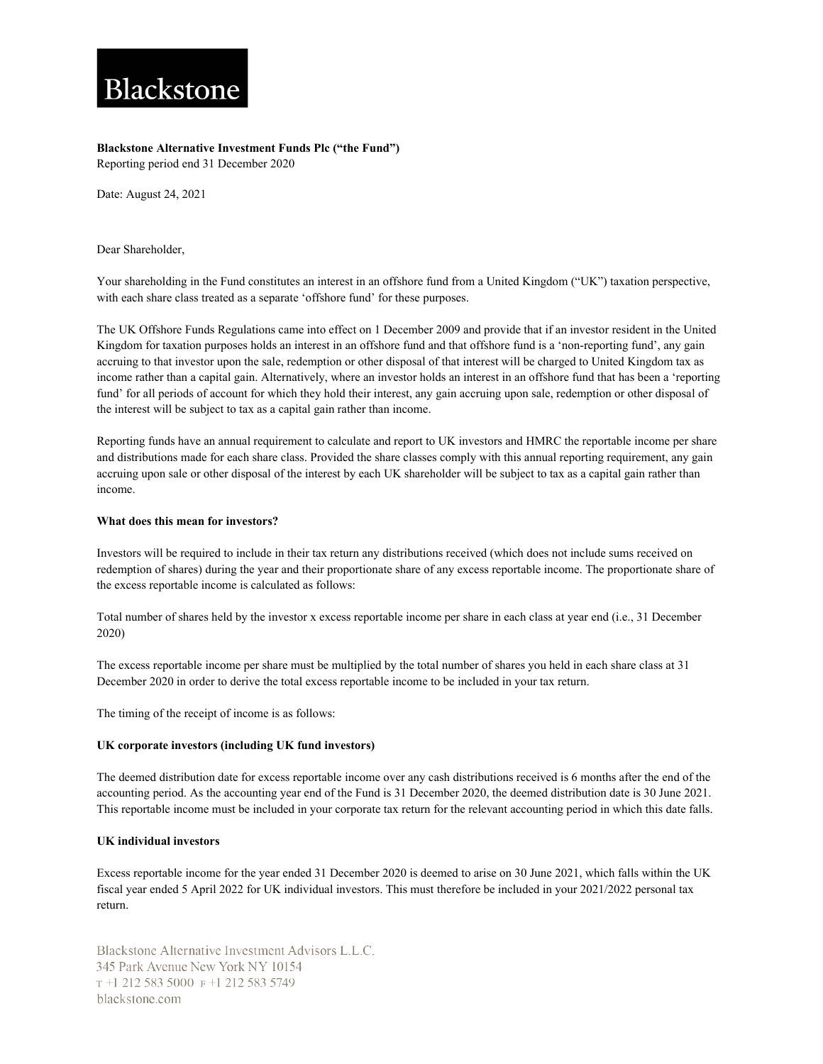# Blackstone

**Blackstone Alternative Investment Funds Plc ("the Fund")**
Reporting period end 31 December 2020

Date: August 24, 2021

Dear Shareholder,

Your shareholding in the Fund constitutes an interest in an offshore fund from a United Kingdom ("UK") taxation perspective, with each share class treated as a separate 'offshore fund' for these purposes.

The UK Offshore Funds Regulations came into effect on 1 December 2009 and provide that if an investor resident in the United Kingdom for taxation purposes holds an interest in an offshore fund and that offshore fund is a 'non-reporting fund', any gain accruing to that investor upon the sale, redemption or other disposal of that interest will be charged to United Kingdom tax as income rather than a capital gain. Alternatively, where an investor holds an interest in an offshore fund that has been a 'reporting fund' for all periods of account for which they hold their interest, any gain accruing upon sale, redemption or other disposal of the interest will be subject to tax as a capital gain rather than income.

Reporting funds have an annual requirement to calculate and report to UK investors and HMRC the reportable income per share and distributions made for each share class. Provided the share classes comply with this annual reporting requirement, any gain accruing upon sale or other disposal of the interest by each UK shareholder will be subject to tax as a capital gain rather than income.

**What does this mean for investors?**

Investors will be required to include in their tax return any distributions received (which does not include sums received on redemption of shares) during the year and their proportionate share of any excess reportable income. The proportionate share of the excess reportable income is calculated as follows:

Total number of shares held by the investor x excess reportable income per share in each class at year end (i.e., 31 December 2020)

The excess reportable income per share must be multiplied by the total number of shares you held in each share class at 31 December 2020 in order to derive the total excess reportable income to be included in your tax return.

The timing of the receipt of income is as follows:

**UK corporate investors (including UK fund investors)**

The deemed distribution date for excess reportable income over any cash distributions received is 6 months after the end of the accounting period. As the accounting year end of the Fund is 31 December 2020, the deemed distribution date is 30 June 2021. This reportable income must be included in your corporate tax return for the relevant accounting period in which this date falls.

**UK individual investors**

Excess reportable income for the year ended 31 December 2020 is deemed to arise on 30 June 2021, which falls within the UK fiscal year ended 5 April 2022 for UK individual investors. This must therefore be included in your 2021/2022 personal tax return.

Blackstone Alternative Investment Advisors L.L.C.
345 Park Avenue New York NY 10154
T +1 212 583 5000 F +1 212 583 5749
blackstone.com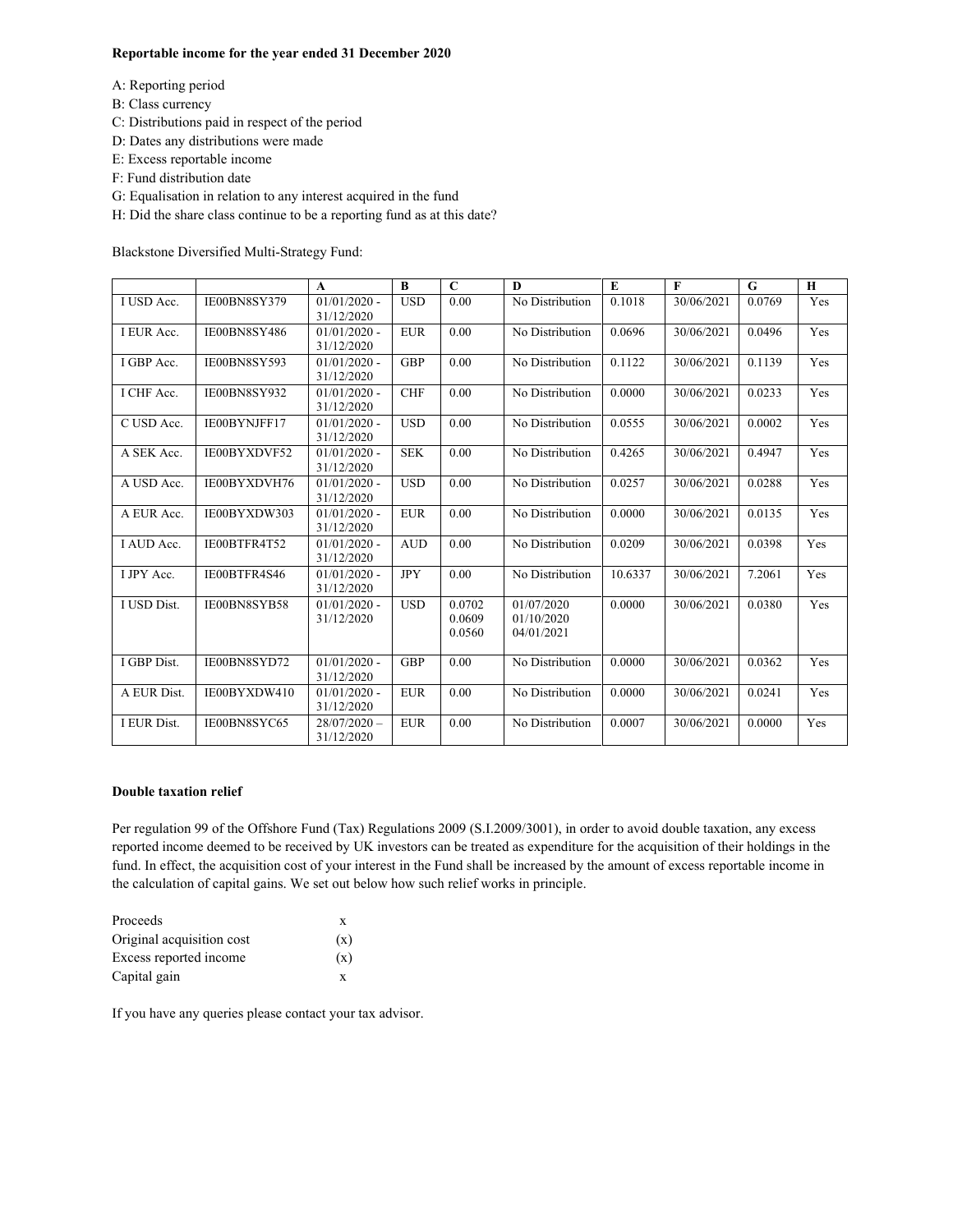**Reportable income for the year ended 31 December 2020**

A: Reporting period
B: Class currency
C: Distributions paid in respect of the period
D: Dates any distributions were made
E: Excess reportable income
F: Fund distribution date
G: Equalisation in relation to any interest acquired in the fund
H: Did the share class continue to be a reporting fund as at this date?

Blackstone Diversified Multi-Strategy Fund:

| | | A | B | C | D | E | F | G | H |
|---|---|---|---|---|---|---|---|---|---|
| I USD Acc. | IE00BN8SY379 | 01/01/2020 - 31/12/2020 | USD | 0.00 | No Distribution | 0.1018 | 30/06/2021 | 0.0769 | Yes |
| I EUR Acc. | IE00BN8SY486 | 01/01/2020 - 31/12/2020 | EUR | 0.00 | No Distribution | 0.0696 | 30/06/2021 | 0.0496 | Yes |
| I GBP Acc. | IE00BN8SY593 | 01/01/2020 - 31/12/2020 | GBP | 0.00 | No Distribution | 0.1122 | 30/06/2021 | 0.1139 | Yes |
| I CHF Acc. | IE00BN8SY932 | 01/01/2020 - 31/12/2020 | CHF | 0.00 | No Distribution | 0.0000 | 30/06/2021 | 0.0233 | Yes |
| C USD Acc. | IE00BYNJFF17 | 01/01/2020 - 31/12/2020 | USD | 0.00 | No Distribution | 0.0555 | 30/06/2021 | 0.0002 | Yes |
| A SEK Acc. | IE00BYXDVF52 | 01/01/2020 - 31/12/2020 | SEK | 0.00 | No Distribution | 0.4265 | 30/06/2021 | 0.4947 | Yes |
| A USD Acc. | IE00BYXDVH76 | 01/01/2020 - 31/12/2020 | USD | 0.00 | No Distribution | 0.0257 | 30/06/2021 | 0.0288 | Yes |
| A EUR Acc. | IE00BYXDW303 | 01/01/2020 - 31/12/2020 | EUR | 0.00 | No Distribution | 0.0000 | 30/06/2021 | 0.0135 | Yes |
| I AUD Acc. | IE00BTFR4T52 | 01/01/2020 - 31/12/2020 | AUD | 0.00 | No Distribution | 0.0209 | 30/06/2021 | 0.0398 | Yes |
| I JPY Acc. | IE00BTFR4S46 | 01/01/2020 - 31/12/2020 | JPY | 0.00 | No Distribution | 10.6337 | 30/06/2021 | 7.2061 | Yes |
| I USD Dist. | IE00BN8SYB58 | 01/01/2020 - 31/12/2020 | USD | 0.0702<br>0.0609<br>0.0560 | 01/07/2020<br>01/10/2020<br>04/01/2021 | 0.0000 | 30/06/2021 | 0.0380 | Yes |
| I GBP Dist. | IE00BN8SYD72 | 01/01/2020 - 31/12/2020 | GBP | 0.00 | No Distribution | 0.0000 | 30/06/2021 | 0.0362 | Yes |
| A EUR Dist. | IE00BYXDW410 | 01/01/2020 - 31/12/2020 | EUR | 0.00 | No Distribution | 0.0000 | 30/06/2021 | 0.0241 | Yes |
| I EUR Dist. | IE00BN8SYC65 | 28/07/2020 – 31/12/2020 | EUR | 0.00 | No Distribution | 0.0007 | 30/06/2021 | 0.0000 | Yes |

**Double taxation relief**

Per regulation 99 of the Offshore Fund (Tax) Regulations 2009 (S.I.2009/3001), in order to avoid double taxation, any excess reported income deemed to be received by UK investors can be treated as expenditure for the acquisition of their holdings in the fund. In effect, the acquisition cost of your interest in the Fund shall be increased by the amount of excess reportable income in the calculation of capital gains. We set out below how such relief works in principle.

| | |
|---|---|
| Proceeds | x |
| Original acquisition cost | (x) |
| Excess reported income | (x) |
| Capital gain | x |

If you have any queries please contact your tax advisor.